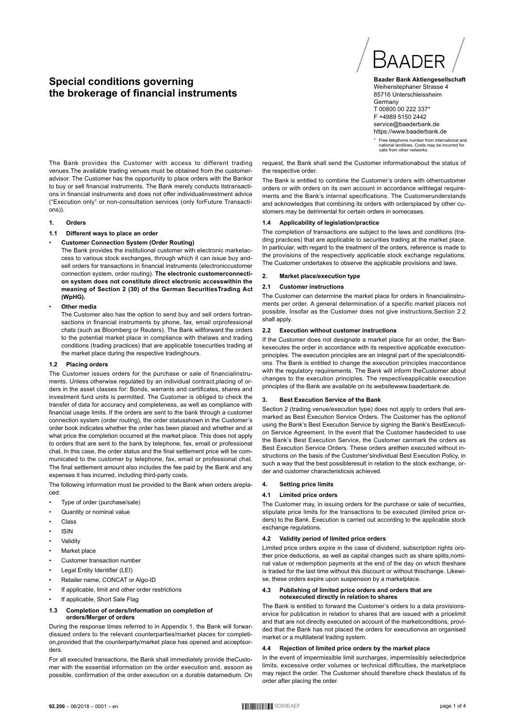# Special conditions governing the brokerage of financial instruments

BAADER

**Baader Bank Aktiengesellschaft**
Weihenstephaner Strasse 4
85716 Unterschleissheim
Germany
T 00800 00 222 337*
F +4989 5150 2442
service@baaderbank.de
https://www.baaderbank.de

\* Free telephone number from international and national landlines. Costs may be incurred for calls from other networks.

The Bank provides the Customer with access to different trading venues.The available trading venues must be obtained from the customeradvisor. The Customer has the opportunity to place orders with the Bankor to buy or sell financial instruments. The Bank merely conducts itstransactions in financial instruments and does not offer individualinvestment advice ("Execution only" or non-consultation services (only forFuture Transactions)).

## 1. Orders

### 1.1 Different ways to place an order

- **Customer Connection System (Order Routing)**
  The Bank provides the institutional customer with electronic marketaccess to various stock exchanges, through which it can issue buy andsell orders for transactions in financial instruments (electroniccustomer connection system, order routing). **The electronic customerconnection system does not constitute direct electronic accesswithin the meaning of Section 2 (30) of the German SecuritiesTrading Act (WpHG).**
- **Other media**
  The Customer also has the option to send buy and sell orders fortransactions in financial instruments by phone, fax, email orprofessional chats (such as Bloomberg or Reuters). The Bank willforward the orders to the potential market place in compliance with thelaws and trading conditions (trading practices) that are applicable tosecurities trading at the market place during the respective tradinghours.

### 1.2 Placing orders

The Customer issues orders for the purchase or sale of financialinstruments. Unless otherwise regulated by an individual contract,placing of orders in the asset classes for: Bonds, warrants and certificates, shares and investment fund units is permitted. The Customer is obliged to check the transfer of data for accuracy and completeness, as well as compliance with financial usage limits. If the orders are sent to the Bank through a customer connection system (order routing), the order statusshown in the Customer's order book indicates whether the order has been placed and whether and at what price the completion occurred at the market place. This does not apply to orders that are sent to the bank by telephone, fax, email or professional chat. In this case, the order status and the final settlement price will be communicated to the customer by telephone, fax, email or professional chat. The final settlement amount also includes the fee paid by the Bank and any expenses it has incurred, including third-party costs.

The following information must be provided to the Bank when orders areplaced:

- Type of order (purchase/sale)
- Quantity or nominal value
- Class
- ISIN
- Validity
- Market place
- Customer transaction number
- Legal Entity Identifier (LEI)
- Retailer name, CONCAT or Algo-ID
- If applicable, limit and other order restrictions
- If applicable, Short Sale Flag

### 1.3 Completion of orders/Information on completion of orders/Merger of orders

During the response times referred to in Appendix 1, the Bank will forwardissued orders to the relevant counterparties/market places for completion,provided that the counterparty/market place has opened and acceptsorders.

For all executed transactions, the Bank shall immediately provide theCustomer with the essential information on the order execution and, assoon as possible, confirmation of the order execution on a durable datamedium. On request, the Bank shall send the Customer informationabout the status of the respective order.

The Bank is entitled to combine the Customer's orders with othercustomer orders or with orders on its own account in accordance withlegal requirements and the Bank's internal specifications. The Customerunderstands and acknowledges that combining its orders with ordersplaced by other customers may be detrimental for certain orders in somecases.

### 1.4 Applicability of legislation/practice

The completion of transactions are subject to the laws and conditions (trading practices) that are applicable to securities trading at the market place. In particular, with regard to the treatment of the orders, reference is made to the provisions of the respectively applicable stock exchange regulations. The Customer undertakes to observe the applicable provisions and laws.

## 2. Market place/execution type

### 2.1 Customer instructions

The Customer can determine the market place for orders in financialinstruments per order. A general determination of a specific market placeis not possible. Insofar as the Customer does not give instructions,Section 2.2 shall apply.

### 2.2 Execution without customer instructions

If the Customer does not designate a market place for an order, the Bankexecutes the order in accordance with its respective applicable executionprinciples. The execution principles are an integral part of the specialconditions. The Bank is entitled to change the execution principles inaccordance with the regulatory requirements. The Bank will inform theCustomer about changes to the execution principles. The respectiveapplicable execution principles of the Bank are available on its websitewww.baaderbank.de.

## 3. Best Execution Service of the Bank

Section 2 (trading venue/execution type) does not apply to orders that aremarked as Best Execution Service Orders. The Customer has the optionof using the Bank's Best Execution Service by signing the Bank's BestExecution Service Agreement. In the event that the Customer hasdecided to use the Bank's Best Execution Service, the Customer canmark the orders as Best Execution Service Orders. These orders arethen executed without instructions on the basis of the Customer'sindividual Best Execution Policy, in such a way that the best possibleresult in relation to the stock exchange, order and customer characteristicsis achieved.

## 4. Setting price limits

### 4.1 Limited price orders

The Customer may, in issuing orders for the purchase or sale of securities, stipulate price limits for the transactions to be executed (limited price orders) to the Bank. Execution is carried out according to the applicable stock exchange regulations.

### 4.2 Validity period of limited price orders

Limited price orders expire in the case of dividend, subscription rights orother price deductions, as well as capital changes such as share splits,nominal value or redemption payments at the end of the day on which theshare is traded for the last time without this discount or without thischange. Likewise, these orders expire upon suspension by a marketplace.

### 4.3 Publishing of limited price orders and orders that are notexecuted directly in relation to shares

The Bank is entitled to forward the Customer's orders to a data provisionservice for publication in relation to shares that are issued with a pricelimit and that are not directly executed on account of the marketconditions, provided that the Bank has not placed the orders for executionvia an organised market or a multilateral trading system.

### 4.4 Rejection of limited price orders by the market place

In the event of impermissible limit surcharges, impermissibly selectedprice limits, excessive order volumes or technical difficulties, the marketplace may reject the order. The Customer should therefore check thestatus of its order after placing the order.

92.200 – 06/2018 – 0001 – en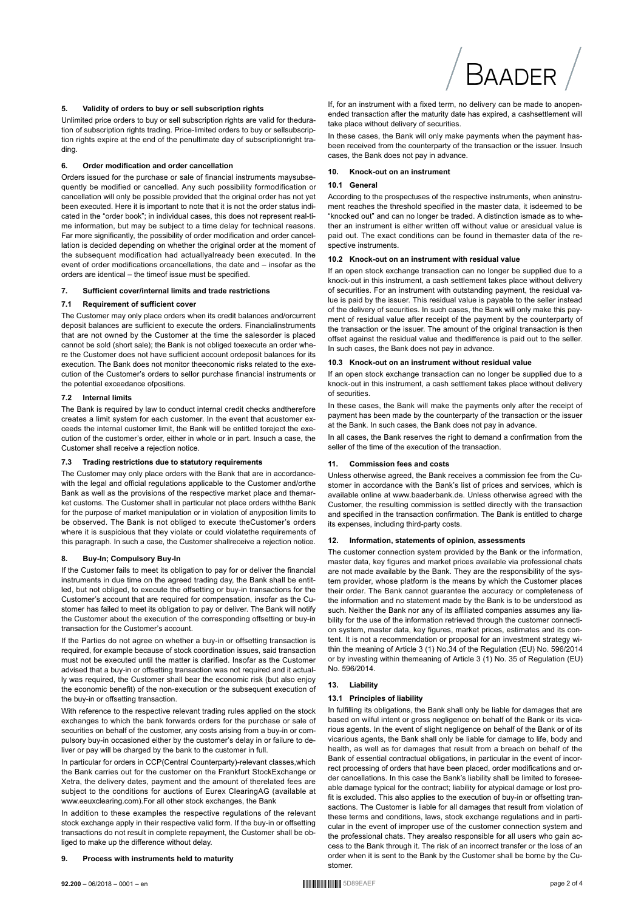## 5. Validity of orders to buy or sell subscription rights

Unlimited price orders to buy or sell subscription rights are valid for theduration of subscription rights trading. Price-limited orders to buy or sellsubscription rights expire at the end of the penultimate day of subscriptionright trading.

## 6. Order modification and order cancellation

Orders issued for the purchase or sale of financial instruments maysubsequently be modified or cancelled. Any such possibility formodification or cancellation will only be possible provided that the original order has not yet been executed. Here it is important to note that it is not the order status indicated in the "order book"; in individual cases, this does not represent real-time information, but may be subject to a time delay for technical reasons. Far more significantly, the possibility of order modification and order cancellation is decided depending on whether the original order at the moment of the subsequent modification had actuallyalready been executed. In the event of order modifications orcancellations, the date and – insofar as the orders are identical – the timeof issue must be specified.

## 7. Sufficient cover/internal limits and trade restrictions

### 7.1 Requirement of sufficient cover

The Customer may only place orders when its credit balances and/orcurrent deposit balances are sufficient to execute the orders. Financialinstruments that are not owned by the Customer at the time the salesorder is placed cannot be sold (short sale); the Bank is not obliged toexecute an order where the Customer does not have sufficient account ordeposit balances for its execution. The Bank does not monitor theeconomic risks related to the execution of the Customer's orders to sellor purchase financial instruments or the potential exceedance ofpositions.

### 7.2 Internal limits

The Bank is required by law to conduct internal credit checks andtherefore creates a limit system for each customer. In the event that acustomer exceeds the internal customer limit, the Bank will be entitled toreject the execution of the customer's order, either in whole or in part. Insuch a case, the Customer shall receive a rejection notice.

### 7.3 Trading restrictions due to statutory requirements

The Customer may only place orders with the Bank that are in accordancewith the legal and official regulations applicable to the Customer and/orthe Bank as well as the provisions of the respective market place and themarket customs. The Customer shall in particular not place orders withthe Bank for the purpose of market manipulation or in violation of anyposition limits to be observed. The Bank is not obliged to execute theCustomer's orders where it is suspicious that they violate or could violatethe requirements of this paragraph. In such a case, the Customer shallreceive a rejection notice.

## 8. Buy-In; Compulsory Buy-In

If the Customer fails to meet its obligation to pay for or deliver the financial instruments in due time on the agreed trading day, the Bank shall be entitled, but not obliged, to execute the offsetting or buy-in transactions for the Customer's account that are required for compensation, insofar as the Customer has failed to meet its obligation to pay or deliver. The Bank will notify the Customer about the execution of the corresponding offsetting or buy-in transaction for the Customer's account.

If the Parties do not agree on whether a buy-in or offsetting transaction is required, for example because of stock coordination issues, said transaction must not be executed until the matter is clarified. Insofar as the Customer advised that a buy-in or offsetting transaction was not required and it actually was required, the Customer shall bear the economic risk (but also enjoy the economic benefit) of the non-execution or the subsequent execution of the buy-in or offsetting transaction.

With reference to the respective relevant trading rules applied on the stock exchanges to which the bank forwards orders for the purchase or sale of securities on behalf of the customer, any costs arising from a buy-in or compulsory buy-in occasioned either by the customer's delay in or failure to deliver or pay will be charged by the bank to the customer in full.

In particular for orders in CCP(Central Counterparty)-relevant classes,which the Bank carries out for the customer on the Frankfurt StockExchange or Xetra, the delivery dates, payment and the amount of therelated fees are subject to the conditions for auctions of Eurex ClearingAG (available at www.eeuxclearing.com).For all other stock exchanges, the Bank

In addition to these examples the respective regulations of the relevant stock exchange apply in their respective valid form. If the buy-in or offsetting transactions do not result in complete repayment, the Customer shall be obliged to make up the difference without delay.

## 9. Process with instruments held to maturity

If, for an instrument with a fixed term, no delivery can be made to anopenended transaction after the maturity date has expired, a cashsettlement will take place without delivery of securities.

In these cases, the Bank will only make payments when the payment hasbeen received from the counterparty of the transaction or the issuer. Insuch cases, the Bank does not pay in advance.

## 10. Knock-out on an instrument

### 10.1 General

According to the prospectuses of the respective instruments, when aninstrument reaches the threshold specified in the master data, it isdeemed to be "knocked out" and can no longer be traded. A distinction ismade as to whether an instrument is either written off without value or aresidual value is paid out. The exact conditions can be found in themaster data of the respective instruments.

### 10.2 Knock-out on an instrument with residual value

If an open stock exchange transaction can no longer be supplied due to a knock-out in this instrument, a cash settlement takes place without delivery of securities. For an instrument with outstanding payment, the residual value is paid by the issuer. This residual value is payable to the seller instead of the delivery of securities. In such cases, the Bank will only make this payment of residual value after receipt of the payment by the counterparty of the transaction or the issuer. The amount of the original transaction is then offset against the residual value and thedifference is paid out to the seller. In such cases, the Bank does not pay in advance.

### 10.3 Knock-out on an instrument without residual value

If an open stock exchange transaction can no longer be supplied due to a knock-out in this instrument, a cash settlement takes place without delivery of securities.

In these cases, the Bank will make the payments only after the receipt of payment has been made by the counterparty of the transaction or the issuer at the Bank. In such cases, the Bank does not pay in advance.

In all cases, the Bank reserves the right to demand a confirmation from the seller of the time of the execution of the transaction.

## 11. Commission fees and costs

Unless otherwise agreed, the Bank receives a commission fee from the Customer in accordance with the Bank's list of prices and services, which is available online at www.baaderbank.de. Unless otherwise agreed with the Customer, the resulting commission is settled directly with the transaction and specified in the transaction confirmation. The Bank is entitled to charge its expenses, including third-party costs.

## 12. Information, statements of opinion, assessments

The customer connection system provided by the Bank or the information, master data, key figures and market prices available via professional chats are not made available by the Bank. They are the responsibility of the system provider, whose platform is the means by which the Customer places their order. The Bank cannot guarantee the accuracy or completeness of the information and no statement made by the Bank is to be understood as such. Neither the Bank nor any of its affiliated companies assumes any liability for the use of the information retrieved through the customer connection system, master data, key figures, market prices, estimates and its content. It is not a recommendation or proposal for an investment strategy within the meaning of Article 3 (1) No.34 of the Regulation (EU) No. 596/2014 or by investing within themeaning of Article 3 (1) No. 35 of Regulation (EU) No. 596/2014.

## 13. Liability

### 13.1 Principles of liability

In fulfilling its obligations, the Bank shall only be liable for damages that are based on wilful intent or gross negligence on behalf of the Bank or its vicarious agents. In the event of slight negligence on behalf of the Bank or of its vicarious agents, the Bank shall only be liable for damage to life, body and health, as well as for damages that result from a breach on behalf of the Bank of essential contractual obligations, in particular in the event of incorrect processing of orders that have been placed, order modifications and order cancellations. In this case the Bank's liability shall be limited to foreseeable damage typical for the contract; liability for atypical damage or lost profit is excluded. This also applies to the execution of buy-in or offsetting transactions. The Customer is liable for all damages that result from violation of these terms and conditions, laws, stock exchange regulations and in particular in the event of improper use of the customer connection system and the professional chats. They arealso responsible for all users who gain access to the Bank through it. The risk of an incorrect transfer or the loss of an order when it is sent to the Bank by the Customer shall be borne by the Customer.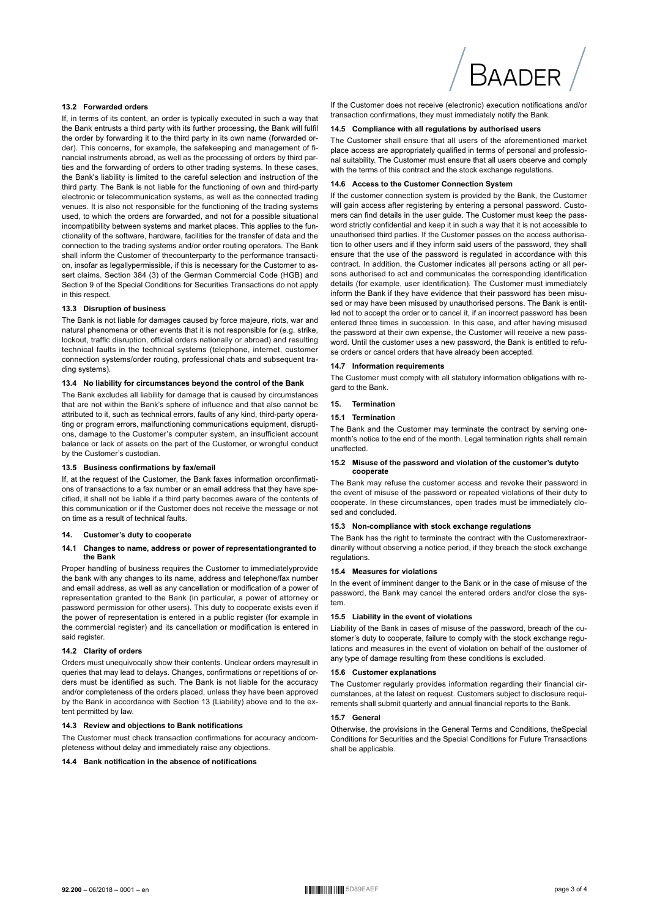#### 13.2 Forwarded orders

If, in terms of its content, an order is typically executed in such a way that the Bank entrusts a third party with its further processing, the Bank will fulfil the order by forwarding it to the third party in its own name (forwarded order). This concerns, for example, the safekeeping and management of financial instruments abroad, as well as the processing of orders by third parties and the forwarding of orders to other trading systems. In these cases, the Bank's liability is limited to the careful selection and instruction of the third party. The Bank is not liable for the functioning of own and third-party electronic or telecommunication systems, as well as the connected trading venues. It is also not responsible for the functioning of the trading systems used, to which the orders are forwarded, and not for a possible situational incompatibility between systems and market places. This applies to the functionality of the software, hardware, facilities for the transfer of data and the connection to the trading systems and/or order routing operators. The Bank shall inform the Customer of thecounterparty to the performance transaction, insofar as legallypermissible, if this is necessary for the Customer to assert claims. Section 384 (3) of the German Commercial Code (HGB) and Section 9 of the Special Conditions for Securities Transactions do not apply in this respect.

#### 13.3 Disruption of business

The Bank is not liable for damages caused by force majeure, riots, war and natural phenomena or other events that it is not responsible for (e.g. strike, lockout, traffic disruption, official orders nationally or abroad) and resulting technical faults in the technical systems (telephone, internet, customer connection systems/order routing, professional chats and subsequent trading systems).

#### 13.4 No liability for circumstances beyond the control of the Bank

The Bank excludes all liability for damage that is caused by circumstances that are not within the Bank's sphere of influence and that also cannot be attributed to it, such as technical errors, faults of any kind, third-party operating or program errors, malfunctioning communications equipment, disruptions, damage to the Customer's computer system, an insufficient account balance or lack of assets on the part of the Customer, or wrongful conduct by the Customer's custodian.

#### 13.5 Business confirmations by fax/email

If, at the request of the Customer, the Bank faxes information orconfirmations of transactions to a fax number or an email address that they have specified, it shall not be liable if a third party becomes aware of the contents of this communication or if the Customer does not receive the message or not on time as a result of technical faults.

### 14. Customer's duty to cooperate

#### 14.1 Changes to name, address or power of representationgranted to the Bank

Proper handling of business requires the Customer to immediatelyprovide the bank with any changes to its name, address and telephone/fax number and email address, as well as any cancellation or modification of a power of representation granted to the Bank (in particular, a power of attorney or password permission for other users). This duty to cooperate exists even if the power of representation is entered in a public register (for example in the commercial register) and its cancellation or modification is entered in said register.

#### 14.2 Clarity of orders

Orders must unequivocally show their contents. Unclear orders mayresult in queries that may lead to delays. Changes, confirmations or repetitions of orders must be identified as such. The Bank is not liable for the accuracy and/or completeness of the orders placed, unless they have been approved by the Bank in accordance with Section 13 (Liability) above and to the extent permitted by law.

#### 14.3 Review and objections to Bank notifications

The Customer must check transaction confirmations for accuracy andcompleteness without delay and immediately raise any objections.

#### 14.4 Bank notification in the absence of notifications

If the Customer does not receive (electronic) execution notifications and/or transaction confirmations, they must immediately notify the Bank.

#### 14.5 Compliance with all regulations by authorised users

The Customer shall ensure that all users of the aforementioned market place access are appropriately qualified in terms of personal and professional suitability. The Customer must ensure that all users observe and comply with the terms of this contract and the stock exchange regulations.

#### 14.6 Access to the Customer Connection System

If the customer connection system is provided by the Bank, the Customer will gain access after registering by entering a personal password. Customers can find details in the user guide. The Customer must keep the password strictly confidential and keep it in such a way that it is not accessible to unauthorised third parties. If the Customer passes on the access authorisation to other users and if they inform said users of the password, they shall ensure that the use of the password is regulated in accordance with this contract. In addition, the Customer indicates all persons acting or all persons authorised to act and communicates the corresponding identification details (for example, user identification). The Customer must immediately inform the Bank if they have evidence that their password has been misused or may have been misused by unauthorised persons. The Bank is entitled not to accept the order or to cancel it, if an incorrect password has been entered three times in succession. In this case, and after having misused the password at their own expense, the Customer will receive a new password. Until the customer uses a new password, the Bank is entitled to refuse orders or cancel orders that have already been accepted.

#### 14.7 Information requirements

The Customer must comply with all statutory information obligations with regard to the Bank.

### 15. Termination

#### 15.1 Termination

The Bank and the Customer may terminate the contract by serving one-month's notice to the end of the month. Legal termination rights shall remain unaffected.

#### 15.2 Misuse of the password and violation of the customer's dutyto cooperate

The Bank may refuse the customer access and revoke their password in the event of misuse of the password or repeated violations of their duty to cooperate. In these circumstances, open trades must be immediately closed and concluded.

#### 15.3 Non-compliance with stock exchange regulations

The Bank has the right to terminate the contract with the Customerextraordinarily without observing a notice period, if they breach the stock exchange regulations.

#### 15.4 Measures for violations

In the event of imminent danger to the Bank or in the case of misuse of the password, the Bank may cancel the entered orders and/or close the system.

#### 15.5 Liability in the event of violations

Liability of the Bank in cases of misuse of the password, breach of the customer's duty to cooperate, failure to comply with the stock exchange regulations and measures in the event of violation on behalf of the customer of any type of damage resulting from these conditions is excluded.

#### 15.6 Customer explanations

The Customer regularly provides information regarding their financial circumstances, at the latest on request. Customers subject to disclosure requirements shall submit quarterly and annual financial reports to the Bank.

#### 15.7 General

Otherwise, the provisions in the General Terms and Conditions, theSpecial Conditions for Securities and the Special Conditions for Future Transactions shall be applicable.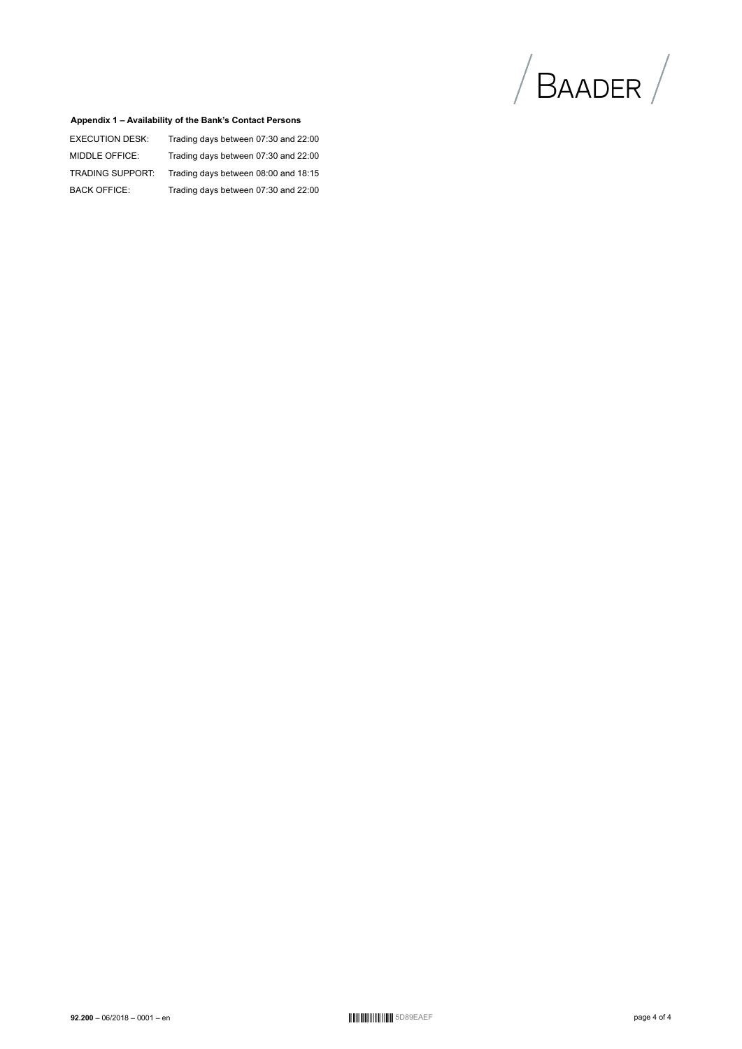**Appendix 1 – Availability of the Bank's Contact Persons**

| | |
|---|---|
| EXECUTION DESK: | Trading days between 07:30 and 22:00 |
| MIDDLE OFFICE: | Trading days between 07:30 and 22:00 |
| TRADING SUPPORT: | Trading days between 08:00 and 18:15 |
| BACK OFFICE: | Trading days between 07:30 and 22:00 |